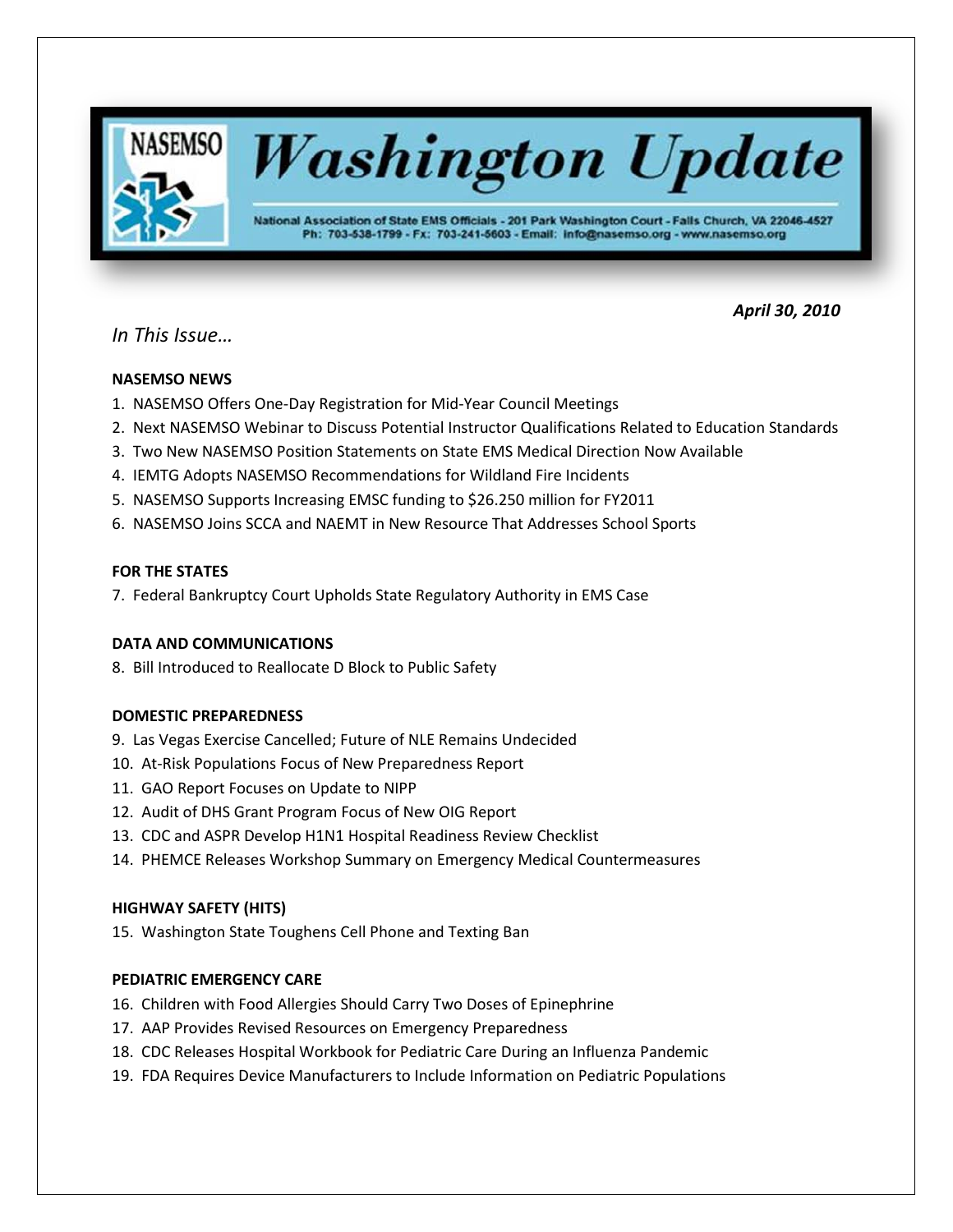# Washington Update

NASEMSO

National Association of State EMS Officials - 201 Park Washington Court - Falls Church, VA 22046-4527
Ph: 703-538-1799 - Fx: 703-241-5603 - Email: info@nasemso.org - www.nasemso.org

***April 30, 2010***

*In This Issue…*

**NASEMSO NEWS**

1. NASEMSO Offers One-Day Registration for Mid-Year Council Meetings
2. Next NASEMSO Webinar to Discuss Potential Instructor Qualifications Related to Education Standards
3. Two New NASEMSO Position Statements on State EMS Medical Direction Now Available
4. IEMTG Adopts NASEMSO Recommendations for Wildland Fire Incidents
5. NASEMSO Supports Increasing EMSC funding to $26.250 million for FY2011
6. NASEMSO Joins SCCA and NAEMT in New Resource That Addresses School Sports

**FOR THE STATES**

7. Federal Bankruptcy Court Upholds State Regulatory Authority in EMS Case

**DATA AND COMMUNICATIONS**

8. Bill Introduced to Reallocate D Block to Public Safety

**DOMESTIC PREPAREDNESS**

9. Las Vegas Exercise Cancelled; Future of NLE Remains Undecided
10. At-Risk Populations Focus of New Preparedness Report
11. GAO Report Focuses on Update to NIPP
12. Audit of DHS Grant Program Focus of New OIG Report
13. CDC and ASPR Develop H1N1 Hospital Readiness Review Checklist
14. PHEMCE Releases Workshop Summary on Emergency Medical Countermeasures

**HIGHWAY SAFETY (HITS)**

15. Washington State Toughens Cell Phone and Texting Ban

**PEDIATRIC EMERGENCY CARE**

16. Children with Food Allergies Should Carry Two Doses of Epinephrine
17. AAP Provides Revised Resources on Emergency Preparedness
18. CDC Releases Hospital Workbook for Pediatric Care During an Influenza Pandemic
19. FDA Requires Device Manufacturers to Include Information on Pediatric Populations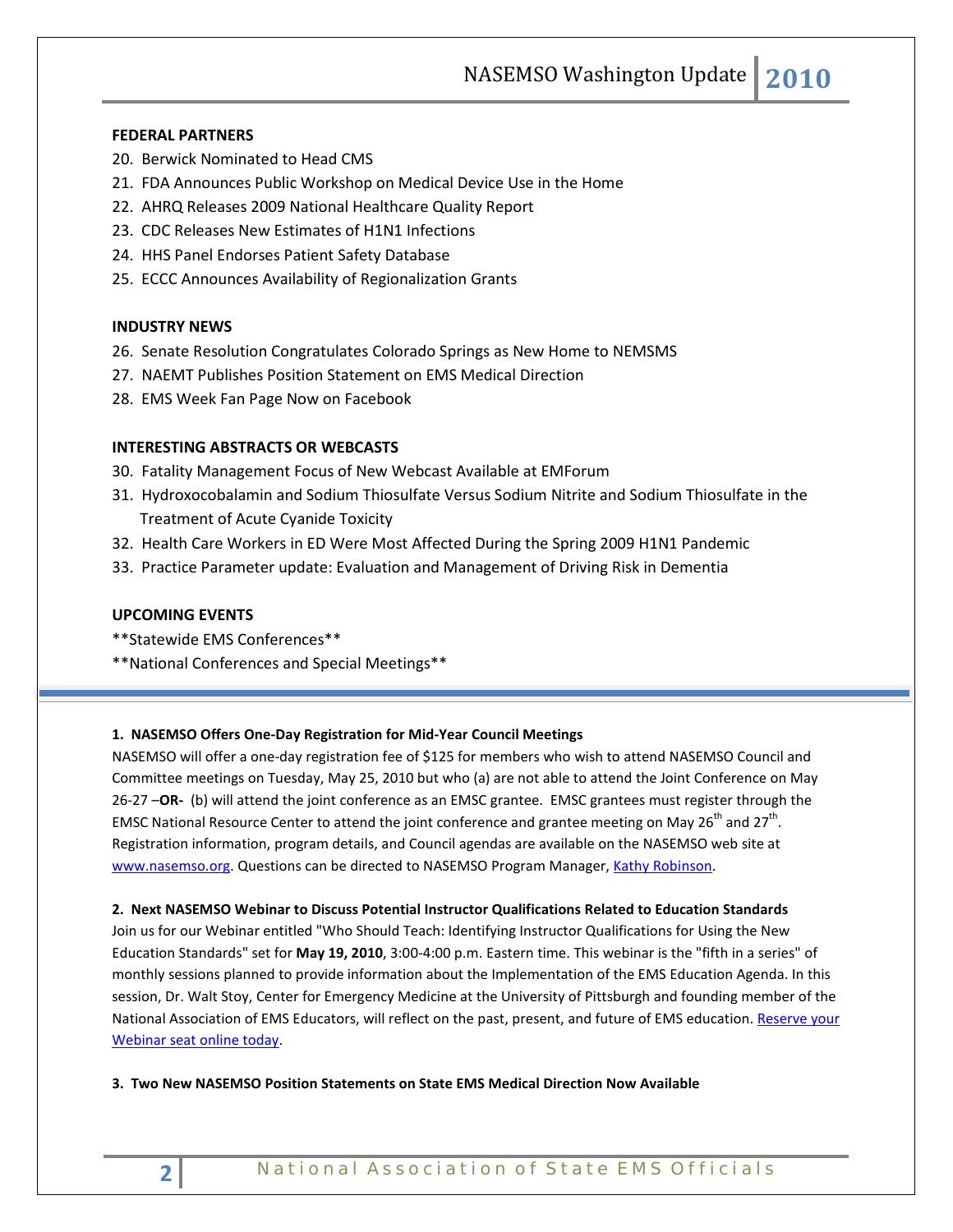**FEDERAL PARTNERS**

20. Berwick Nominated to Head CMS
21. FDA Announces Public Workshop on Medical Device Use in the Home
22. AHRQ Releases 2009 National Healthcare Quality Report
23. CDC Releases New Estimates of H1N1 Infections
24. HHS Panel Endorses Patient Safety Database
25. ECCC Announces Availability of Regionalization Grants

**INDUSTRY NEWS**

26. Senate Resolution Congratulates Colorado Springs as New Home to NEMSMS
27. NAEMT Publishes Position Statement on EMS Medical Direction
28. EMS Week Fan Page Now on Facebook

**INTERESTING ABSTRACTS OR WEBCASTS**

30. Fatality Management Focus of New Webcast Available at EMForum
31. Hydroxocobalamin and Sodium Thiosulfate Versus Sodium Nitrite and Sodium Thiosulfate in the Treatment of Acute Cyanide Toxicity
32. Health Care Workers in ED Were Most Affected During the Spring 2009 H1N1 Pandemic
33. Practice Parameter update: Evaluation and Management of Driving Risk in Dementia

**UPCOMING EVENTS**

**Statewide EMS Conferences**

**National Conferences and Special Meetings**

---

**1. NASEMSO Offers One-Day Registration for Mid-Year Council Meetings**

NASEMSO will offer a one-day registration fee of $125 for members who wish to attend NASEMSO Council and Committee meetings on Tuesday, May 25, 2010 but who (a) are not able to attend the Joint Conference on May 26-27 –**OR-** (b) will attend the joint conference as an EMSC grantee. EMSC grantees must register through the EMSC National Resource Center to attend the joint conference and grantee meeting on May 26th and 27th. Registration information, program details, and Council agendas are available on the NASEMSO web site at www.nasemso.org. Questions can be directed to NASEMSO Program Manager, Kathy Robinson.

**2. Next NASEMSO Webinar to Discuss Potential Instructor Qualifications Related to Education Standards**

Join us for our Webinar entitled "Who Should Teach: Identifying Instructor Qualifications for Using the New Education Standards" set for **May 19, 2010**, 3:00-4:00 p.m. Eastern time. This webinar is the "fifth in a series" of monthly sessions planned to provide information about the Implementation of the EMS Education Agenda. In this session, Dr. Walt Stoy, Center for Emergency Medicine at the University of Pittsburgh and founding member of the National Association of EMS Educators, will reflect on the past, present, and future of EMS education. Reserve your Webinar seat online today.

**3. Two New NASEMSO Position Statements on State EMS Medical Direction Now Available**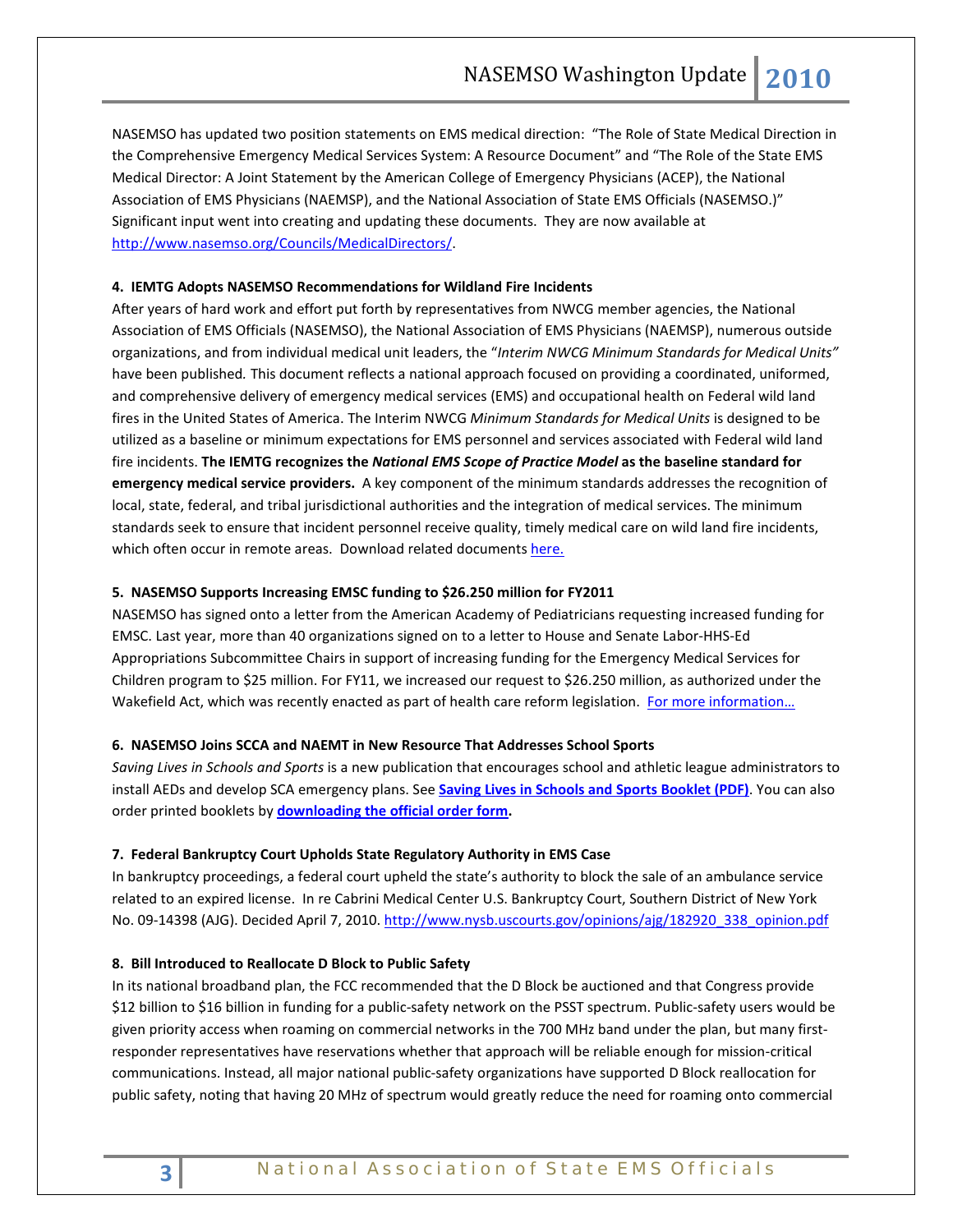NASEMSO has updated two position statements on EMS medical direction: "The Role of State Medical Direction in the Comprehensive Emergency Medical Services System: A Resource Document" and "The Role of the State EMS Medical Director: A Joint Statement by the American College of Emergency Physicians (ACEP), the National Association of EMS Physicians (NAEMSP), and the National Association of State EMS Officials (NASEMSO.)" Significant input went into creating and updating these documents. They are now available at [http://www.nasemso.org/Councils/MedicalDirectors/](http://www.nasemso.org/Councils/MedicalDirectors/).

**4. IEMTG Adopts NASEMSO Recommendations for Wildland Fire Incidents**

After years of hard work and effort put forth by representatives from NWCG member agencies, the National Association of EMS Officials (NASEMSO), the National Association of EMS Physicians (NAEMSP), numerous outside organizations, and from individual medical unit leaders, the "*Interim NWCG Minimum Standards for Medical Units"* have been published. This document reflects a national approach focused on providing a coordinated, uniformed, and comprehensive delivery of emergency medical services (EMS) and occupational health on Federal wild land fires in the United States of America. The Interim NWCG *Minimum Standards for Medical Units* is designed to be utilized as a baseline or minimum expectations for EMS personnel and services associated with Federal wild land fire incidents. **The IEMTG recognizes the *National EMS Scope of Practice Model* as the baseline standard for emergency medical service providers.** A key component of the minimum standards addresses the recognition of local, state, federal, and tribal jurisdictional authorities and the integration of medical services. The minimum standards seek to ensure that incident personnel receive quality, timely medical care on wild land fire incidents, which often occur in remote areas. Download related documents here.

**5. NASEMSO Supports Increasing EMSC funding to $26.250 million for FY2011**

NASEMSO has signed onto a letter from the American Academy of Pediatricians requesting increased funding for EMSC. Last year, more than 40 organizations signed on to a letter to House and Senate Labor-HHS-Ed Appropriations Subcommittee Chairs in support of increasing funding for the Emergency Medical Services for Children program to $25 million. For FY11, we increased our request to $26.250 million, as authorized under the Wakefield Act, which was recently enacted as part of health care reform legislation. For more information…

**6. NASEMSO Joins SCCA and NAEMT in New Resource That Addresses School Sports**

*Saving Lives in Schools and Sports* is a new publication that encourages school and athletic league administrators to install AEDs and develop SCA emergency plans. See **Saving Lives in Schools and Sports Booklet (PDF)**. You can also order printed booklets by **downloading the official order form.**

**7. Federal Bankruptcy Court Upholds State Regulatory Authority in EMS Case**

In bankruptcy proceedings, a federal court upheld the state's authority to block the sale of an ambulance service related to an expired license. In re Cabrini Medical Center U.S. Bankruptcy Court, Southern District of New York No. 09-14398 (AJG). Decided April 7, 2010. [http://www.nysb.uscourts.gov/opinions/ajg/182920_338_opinion.pdf](http://www.nysb.uscourts.gov/opinions/ajg/182920_338_opinion.pdf)

**8. Bill Introduced to Reallocate D Block to Public Safety**

In its national broadband plan, the FCC recommended that the D Block be auctioned and that Congress provide $12 billion to $16 billion in funding for a public-safety network on the PSST spectrum. Public-safety users would be given priority access when roaming on commercial networks in the 700 MHz band under the plan, but many first-responder representatives have reservations whether that approach will be reliable enough for mission-critical communications. Instead, all major national public-safety organizations have supported D Block reallocation for public safety, noting that having 20 MHz of spectrum would greatly reduce the need for roaming onto commercial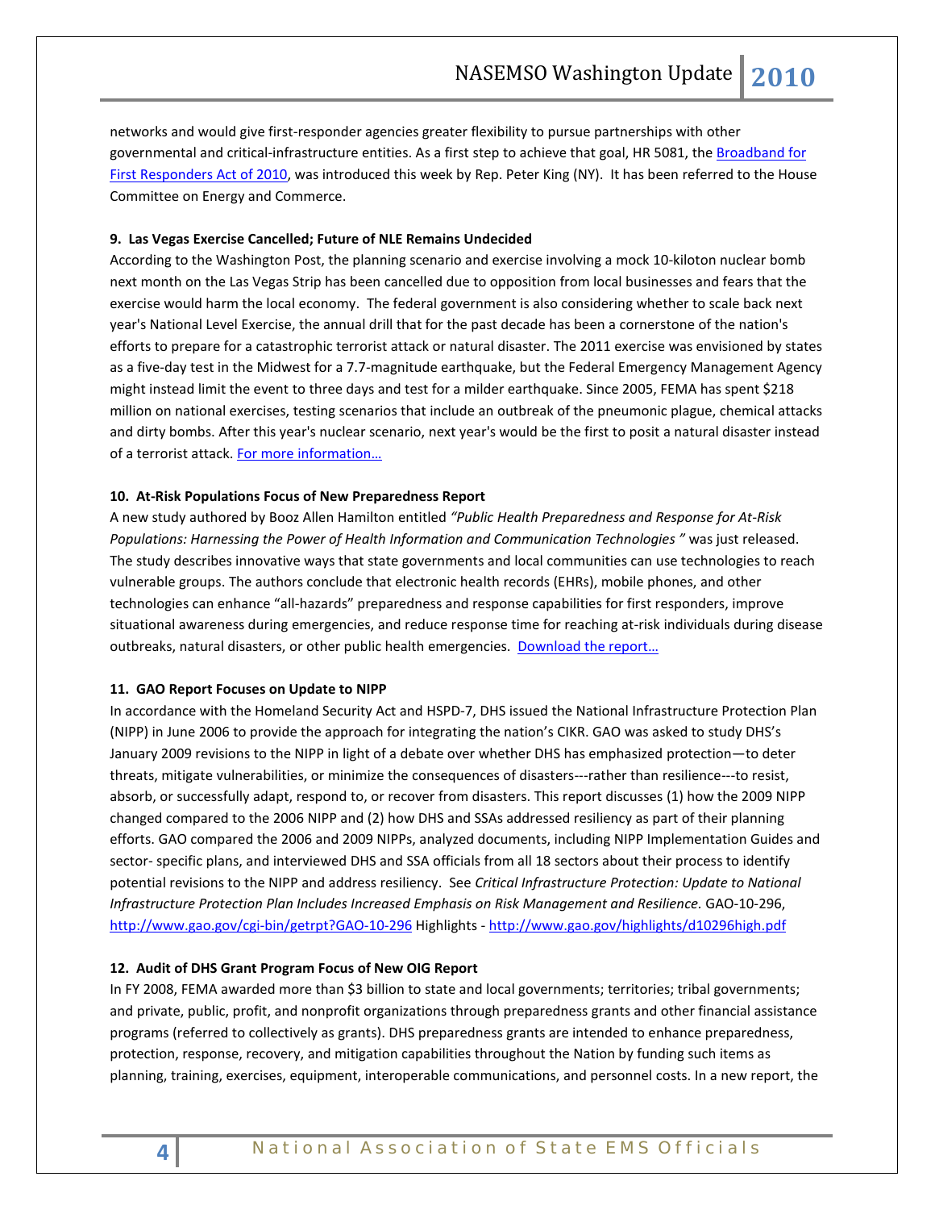networks and would give first-responder agencies greater flexibility to pursue partnerships with other governmental and critical-infrastructure entities. As a first step to achieve that goal, HR 5081, the [Broadband for First Responders Act of 2010](), was introduced this week by Rep. Peter King (NY). It has been referred to the House Committee on Energy and Commerce.

**9. Las Vegas Exercise Cancelled; Future of NLE Remains Undecided**

According to the Washington Post, the planning scenario and exercise involving a mock 10-kiloton nuclear bomb next month on the Las Vegas Strip has been cancelled due to opposition from local businesses and fears that the exercise would harm the local economy. The federal government is also considering whether to scale back next year's National Level Exercise, the annual drill that for the past decade has been a cornerstone of the nation's efforts to prepare for a catastrophic terrorist attack or natural disaster. The 2011 exercise was envisioned by states as a five-day test in the Midwest for a 7.7-magnitude earthquake, but the Federal Emergency Management Agency might instead limit the event to three days and test for a milder earthquake. Since 2005, FEMA has spent $218 million on national exercises, testing scenarios that include an outbreak of the pneumonic plague, chemical attacks and dirty bombs. After this year's nuclear scenario, next year's would be the first to posit a natural disaster instead of a terrorist attack. [For more information…]()

**10. At-Risk Populations Focus of New Preparedness Report**

A new study authored by Booz Allen Hamilton entitled *"Public Health Preparedness and Response for At-Risk Populations: Harnessing the Power of Health Information and Communication Technologies "* was just released. The study describes innovative ways that state governments and local communities can use technologies to reach vulnerable groups. The authors conclude that electronic health records (EHRs), mobile phones, and other technologies can enhance "all-hazards" preparedness and response capabilities for first responders, improve situational awareness during emergencies, and reduce response time for reaching at-risk individuals during disease outbreaks, natural disasters, or other public health emergencies. [Download the report…]()

**11. GAO Report Focuses on Update to NIPP**

In accordance with the Homeland Security Act and HSPD-7, DHS issued the National Infrastructure Protection Plan (NIPP) in June 2006 to provide the approach for integrating the nation's CIKR. GAO was asked to study DHS's January 2009 revisions to the NIPP in light of a debate over whether DHS has emphasized protection—to deter threats, mitigate vulnerabilities, or minimize the consequences of disasters---rather than resilience---to resist, absorb, or successfully adapt, respond to, or recover from disasters. This report discusses (1) how the 2009 NIPP changed compared to the 2006 NIPP and (2) how DHS and SSAs addressed resiliency as part of their planning efforts. GAO compared the 2006 and 2009 NIPPs, analyzed documents, including NIPP Implementation Guides and sector- specific plans, and interviewed DHS and SSA officials from all 18 sectors about their process to identify potential revisions to the NIPP and address resiliency. See *Critical Infrastructure Protection: Update to National Infrastructure Protection Plan Includes Increased Emphasis on Risk Management and Resilience.* GAO-10-296, http://www.gao.gov/cgi-bin/getrpt?GAO-10-296 Highlights - http://www.gao.gov/highlights/d10296high.pdf

**12. Audit of DHS Grant Program Focus of New OIG Report**

In FY 2008, FEMA awarded more than $3 billion to state and local governments; territories; tribal governments; and private, public, profit, and nonprofit organizations through preparedness grants and other financial assistance programs (referred to collectively as grants). DHS preparedness grants are intended to enhance preparedness, protection, response, recovery, and mitigation capabilities throughout the Nation by funding such items as planning, training, exercises, equipment, interoperable communications, and personnel costs. In a new report, the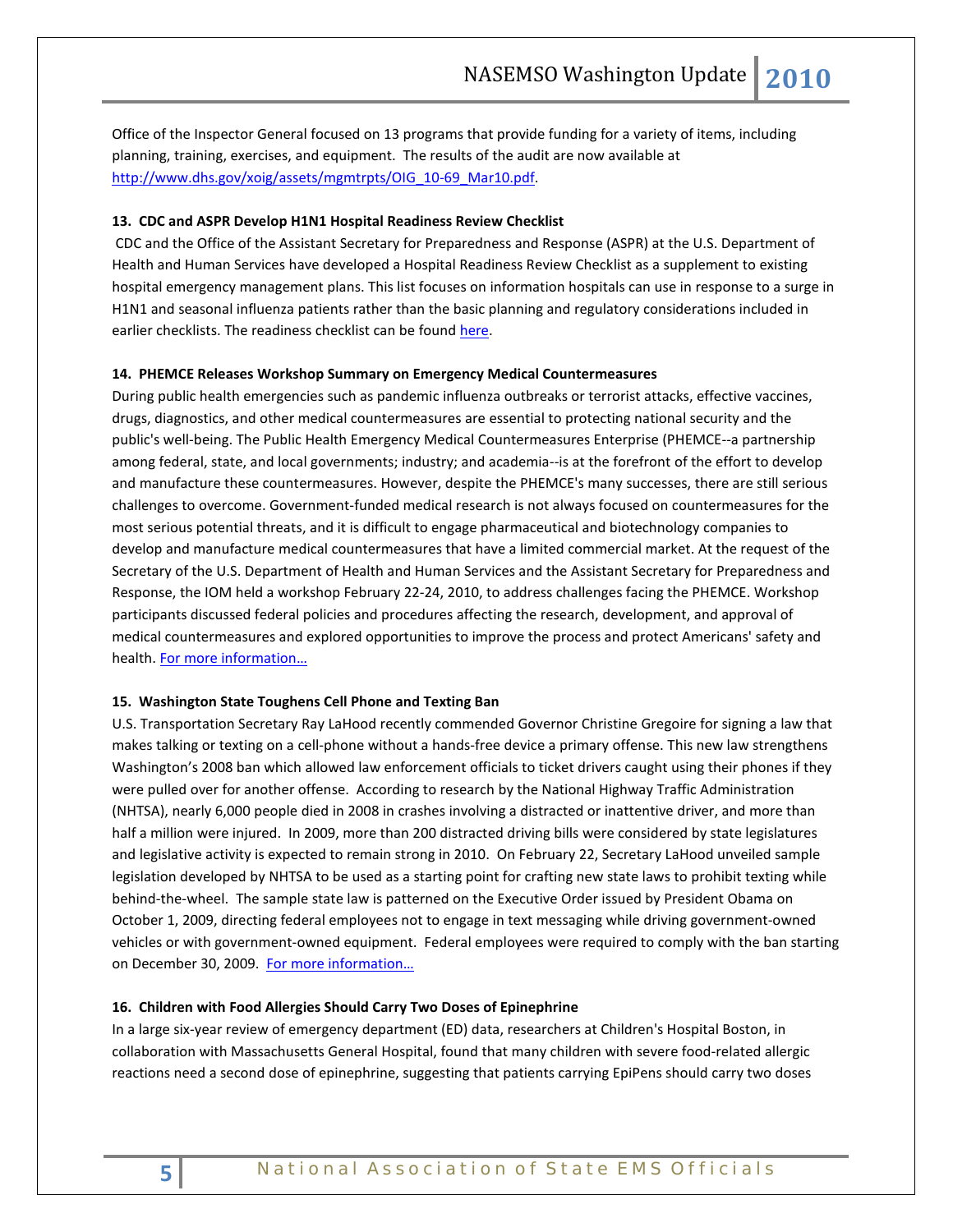Office of the Inspector General focused on 13 programs that provide funding for a variety of items, including planning, training, exercises, and equipment. The results of the audit are now available at http://www.dhs.gov/xoig/assets/mgmtrpts/OIG_10-69_Mar10.pdf.

**13. CDC and ASPR Develop H1N1 Hospital Readiness Review Checklist**

CDC and the Office of the Assistant Secretary for Preparedness and Response (ASPR) at the U.S. Department of Health and Human Services have developed a Hospital Readiness Review Checklist as a supplement to existing hospital emergency management plans. This list focuses on information hospitals can use in response to a surge in H1N1 and seasonal influenza patients rather than the basic planning and regulatory considerations included in earlier checklists. The readiness checklist can be found here.

**14. PHEMCE Releases Workshop Summary on Emergency Medical Countermeasures**

During public health emergencies such as pandemic influenza outbreaks or terrorist attacks, effective vaccines, drugs, diagnostics, and other medical countermeasures are essential to protecting national security and the public's well-being. The Public Health Emergency Medical Countermeasures Enterprise (PHEMCE--a partnership among federal, state, and local governments; industry; and academia--is at the forefront of the effort to develop and manufacture these countermeasures. However, despite the PHEMCE's many successes, there are still serious challenges to overcome. Government-funded medical research is not always focused on countermeasures for the most serious potential threats, and it is difficult to engage pharmaceutical and biotechnology companies to develop and manufacture medical countermeasures that have a limited commercial market. At the request of the Secretary of the U.S. Department of Health and Human Services and the Assistant Secretary for Preparedness and Response, the IOM held a workshop February 22-24, 2010, to address challenges facing the PHEMCE. Workshop participants discussed federal policies and procedures affecting the research, development, and approval of medical countermeasures and explored opportunities to improve the process and protect Americans' safety and health. For more information…

**15. Washington State Toughens Cell Phone and Texting Ban**

U.S. Transportation Secretary Ray LaHood recently commended Governor Christine Gregoire for signing a law that makes talking or texting on a cell-phone without a hands-free device a primary offense. This new law strengthens Washington's 2008 ban which allowed law enforcement officials to ticket drivers caught using their phones if they were pulled over for another offense. According to research by the National Highway Traffic Administration (NHTSA), nearly 6,000 people died in 2008 in crashes involving a distracted or inattentive driver, and more than half a million were injured. In 2009, more than 200 distracted driving bills were considered by state legislatures and legislative activity is expected to remain strong in 2010. On February 22, Secretary LaHood unveiled sample legislation developed by NHTSA to be used as a starting point for crafting new state laws to prohibit texting while behind-the-wheel. The sample state law is patterned on the Executive Order issued by President Obama on October 1, 2009, directing federal employees not to engage in text messaging while driving government-owned vehicles or with government-owned equipment. Federal employees were required to comply with the ban starting on December 30, 2009. For more information…

**16. Children with Food Allergies Should Carry Two Doses of Epinephrine**

In a large six-year review of emergency department (ED) data, researchers at Children's Hospital Boston, in collaboration with Massachusetts General Hospital, found that many children with severe food-related allergic reactions need a second dose of epinephrine, suggesting that patients carrying EpiPens should carry two doses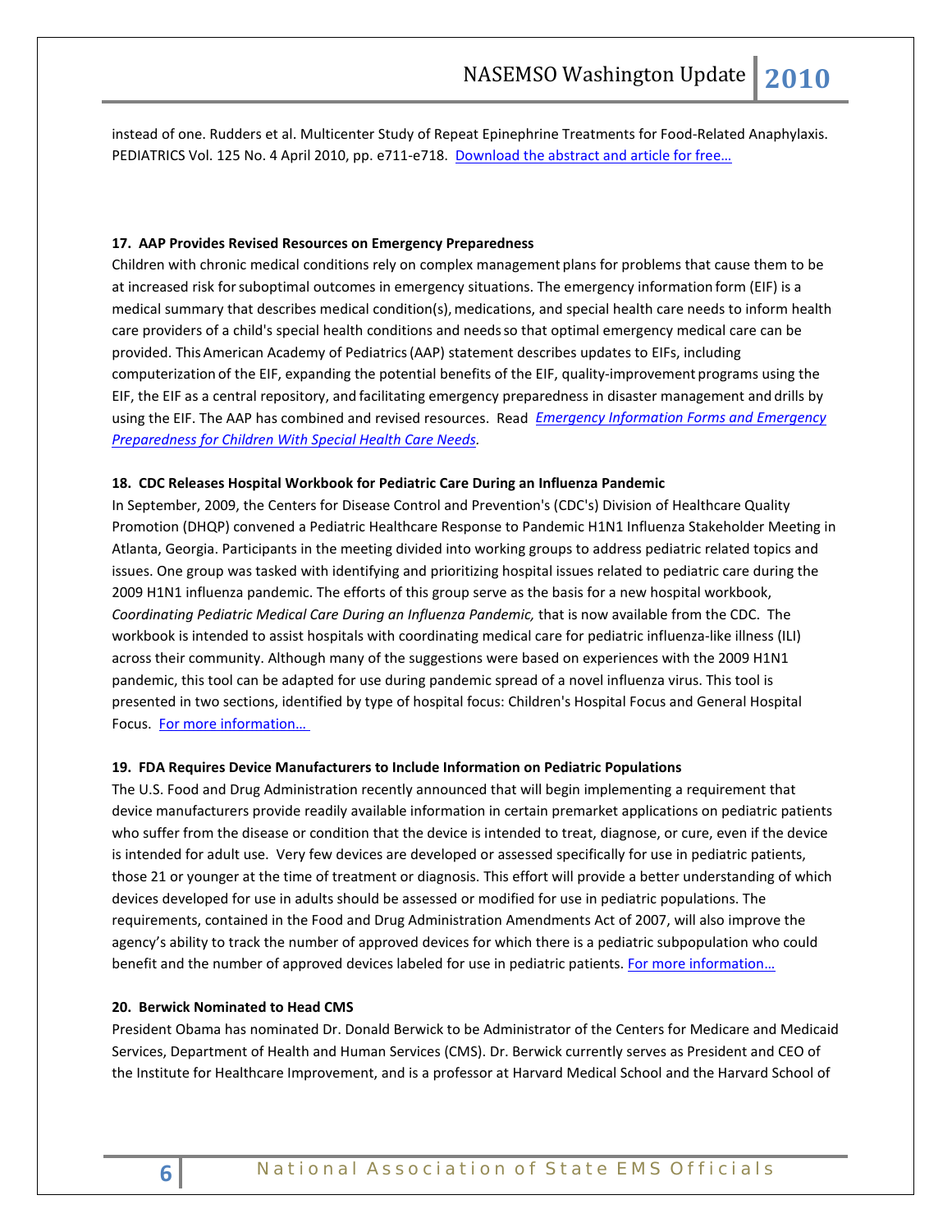instead of one. Rudders et al. Multicenter Study of Repeat Epinephrine Treatments for Food-Related Anaphylaxis. PEDIATRICS Vol. 125 No. 4 April 2010, pp. e711-e718. Download the abstract and article for free…

#### 17. AAP Provides Revised Resources on Emergency Preparedness

Children with chronic medical conditions rely on complex management plans for problems that cause them to be at increased risk for suboptimal outcomes in emergency situations. The emergency information form (EIF) is a medical summary that describes medical condition(s), medications, and special health care needs to inform health care providers of a child's special health conditions and needs so that optimal emergency medical care can be provided. This American Academy of Pediatrics (AAP) statement describes updates to EIFs, including computerization of the EIF, expanding the potential benefits of the EIF, quality-improvement programs using the EIF, the EIF as a central repository, and facilitating emergency preparedness in disaster management and drills by using the EIF. The AAP has combined and revised resources. Read *Emergency Information Forms and Emergency Preparedness for Children With Special Health Care Needs.*

#### 18. CDC Releases Hospital Workbook for Pediatric Care During an Influenza Pandemic

In September, 2009, the Centers for Disease Control and Prevention's (CDC's) Division of Healthcare Quality Promotion (DHQP) convened a Pediatric Healthcare Response to Pandemic H1N1 Influenza Stakeholder Meeting in Atlanta, Georgia. Participants in the meeting divided into working groups to address pediatric related topics and issues. One group was tasked with identifying and prioritizing hospital issues related to pediatric care during the 2009 H1N1 influenza pandemic. The efforts of this group serve as the basis for a new hospital workbook, *Coordinating Pediatric Medical Care During an Influenza Pandemic,* that is now available from the CDC. The workbook is intended to assist hospitals with coordinating medical care for pediatric influenza-like illness (ILI) across their community. Although many of the suggestions were based on experiences with the 2009 H1N1 pandemic, this tool can be adapted for use during pandemic spread of a novel influenza virus. This tool is presented in two sections, identified by type of hospital focus: Children's Hospital Focus and General Hospital Focus. For more information…

#### 19. FDA Requires Device Manufacturers to Include Information on Pediatric Populations

The U.S. Food and Drug Administration recently announced that will begin implementing a requirement that device manufacturers provide readily available information in certain premarket applications on pediatric patients who suffer from the disease or condition that the device is intended to treat, diagnose, or cure, even if the device is intended for adult use. Very few devices are developed or assessed specifically for use in pediatric patients, those 21 or younger at the time of treatment or diagnosis. This effort will provide a better understanding of which devices developed for use in adults should be assessed or modified for use in pediatric populations. The requirements, contained in the Food and Drug Administration Amendments Act of 2007, will also improve the agency's ability to track the number of approved devices for which there is a pediatric subpopulation who could benefit and the number of approved devices labeled for use in pediatric patients. For more information…

#### 20. Berwick Nominated to Head CMS

President Obama has nominated Dr. Donald Berwick to be Administrator of the Centers for Medicare and Medicaid Services, Department of Health and Human Services (CMS). Dr. Berwick currently serves as President and CEO of the Institute for Healthcare Improvement, and is a professor at Harvard Medical School and the Harvard School of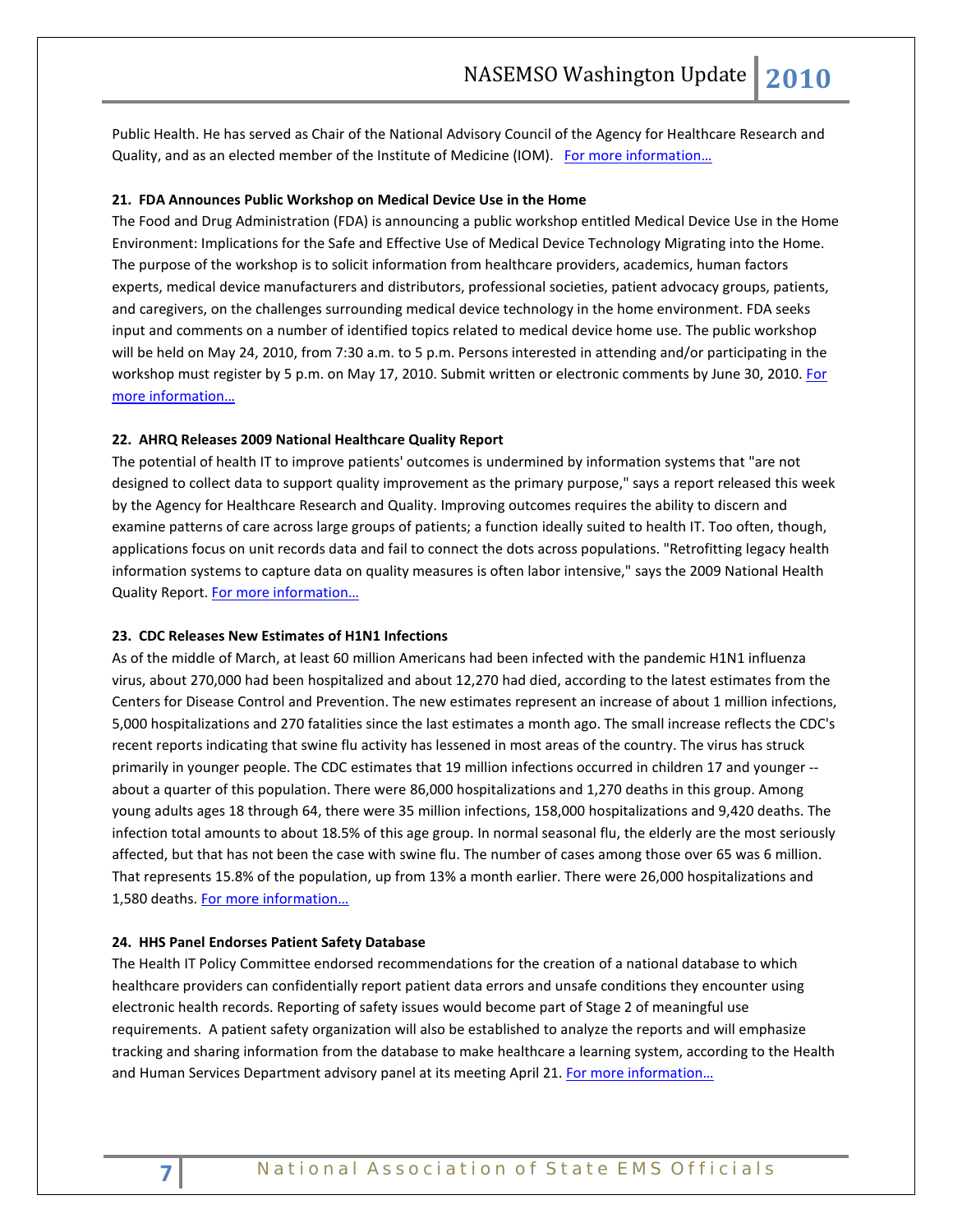Public Health. He has served as Chair of the National Advisory Council of the Agency for Healthcare Research and Quality, and as an elected member of the Institute of Medicine (IOM). For more information…

**21. FDA Announces Public Workshop on Medical Device Use in the Home**

The Food and Drug Administration (FDA) is announcing a public workshop entitled Medical Device Use in the Home Environment: Implications for the Safe and Effective Use of Medical Device Technology Migrating into the Home. The purpose of the workshop is to solicit information from healthcare providers, academics, human factors experts, medical device manufacturers and distributors, professional societies, patient advocacy groups, patients, and caregivers, on the challenges surrounding medical device technology in the home environment. FDA seeks input and comments on a number of identified topics related to medical device home use. The public workshop will be held on May 24, 2010, from 7:30 a.m. to 5 p.m. Persons interested in attending and/or participating in the workshop must register by 5 p.m. on May 17, 2010. Submit written or electronic comments by June 30, 2010. For more information…

**22. AHRQ Releases 2009 National Healthcare Quality Report**

The potential of health IT to improve patients' outcomes is undermined by information systems that "are not designed to collect data to support quality improvement as the primary purpose," says a report released this week by the Agency for Healthcare Research and Quality. Improving outcomes requires the ability to discern and examine patterns of care across large groups of patients; a function ideally suited to health IT. Too often, though, applications focus on unit records data and fail to connect the dots across populations. "Retrofitting legacy health information systems to capture data on quality measures is often labor intensive," says the 2009 National Health Quality Report. For more information…

**23. CDC Releases New Estimates of H1N1 Infections**

As of the middle of March, at least 60 million Americans had been infected with the pandemic H1N1 influenza virus, about 270,000 had been hospitalized and about 12,270 had died, according to the latest estimates from the Centers for Disease Control and Prevention. The new estimates represent an increase of about 1 million infections, 5,000 hospitalizations and 270 fatalities since the last estimates a month ago. The small increase reflects the CDC's recent reports indicating that swine flu activity has lessened in most areas of the country. The virus has struck primarily in younger people. The CDC estimates that 19 million infections occurred in children 17 and younger -- about a quarter of this population. There were 86,000 hospitalizations and 1,270 deaths in this group. Among young adults ages 18 through 64, there were 35 million infections, 158,000 hospitalizations and 9,420 deaths. The infection total amounts to about 18.5% of this age group. In normal seasonal flu, the elderly are the most seriously affected, but that has not been the case with swine flu. The number of cases among those over 65 was 6 million. That represents 15.8% of the population, up from 13% a month earlier. There were 26,000 hospitalizations and 1,580 deaths. For more information…

**24. HHS Panel Endorses Patient Safety Database**

The Health IT Policy Committee endorsed recommendations for the creation of a national database to which healthcare providers can confidentially report patient data errors and unsafe conditions they encounter using electronic health records. Reporting of safety issues would become part of Stage 2 of meaningful use requirements. A patient safety organization will also be established to analyze the reports and will emphasize tracking and sharing information from the database to make healthcare a learning system, according to the Health and Human Services Department advisory panel at its meeting April 21. For more information…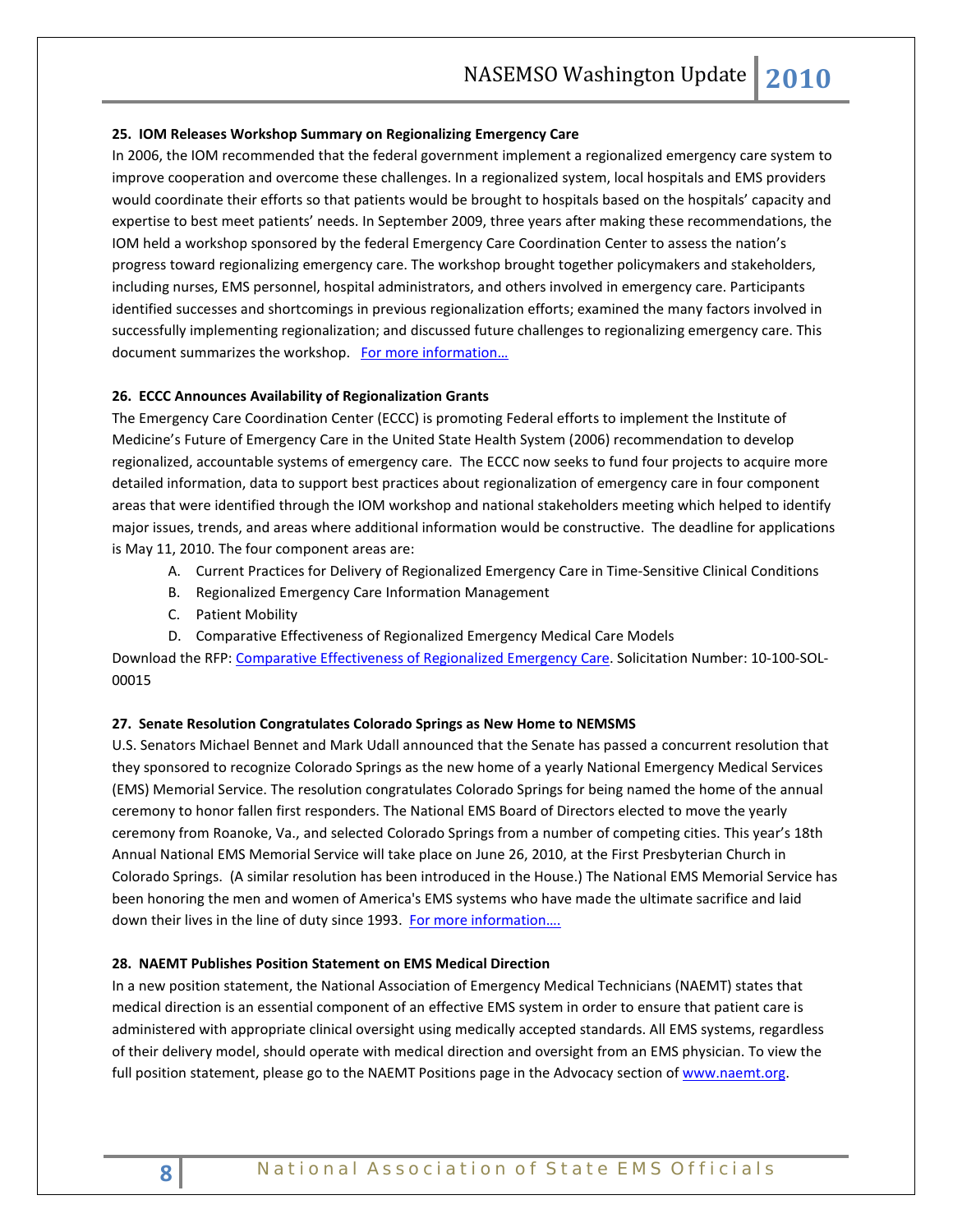**25. IOM Releases Workshop Summary on Regionalizing Emergency Care**

In 2006, the IOM recommended that the federal government implement a regionalized emergency care system to improve cooperation and overcome these challenges. In a regionalized system, local hospitals and EMS providers would coordinate their efforts so that patients would be brought to hospitals based on the hospitals' capacity and expertise to best meet patients' needs. In September 2009, three years after making these recommendations, the IOM held a workshop sponsored by the federal Emergency Care Coordination Center to assess the nation's progress toward regionalizing emergency care. The workshop brought together policymakers and stakeholders, including nurses, EMS personnel, hospital administrators, and others involved in emergency care. Participants identified successes and shortcomings in previous regionalization efforts; examined the many factors involved in successfully implementing regionalization; and discussed future challenges to regionalizing emergency care. This document summarizes the workshop. For more information…

**26. ECCC Announces Availability of Regionalization Grants**

The Emergency Care Coordination Center (ECCC) is promoting Federal efforts to implement the Institute of Medicine's Future of Emergency Care in the United State Health System (2006) recommendation to develop regionalized, accountable systems of emergency care. The ECCC now seeks to fund four projects to acquire more detailed information, data to support best practices about regionalization of emergency care in four component areas that were identified through the IOM workshop and national stakeholders meeting which helped to identify major issues, trends, and areas where additional information would be constructive. The deadline for applications is May 11, 2010. The four component areas are:

A. Current Practices for Delivery of Regionalized Emergency Care in Time-Sensitive Clinical Conditions
B. Regionalized Emergency Care Information Management
C. Patient Mobility
D. Comparative Effectiveness of Regionalized Emergency Medical Care Models

Download the RFP: Comparative Effectiveness of Regionalized Emergency Care. Solicitation Number: 10-100-SOL-00015

**27. Senate Resolution Congratulates Colorado Springs as New Home to NEMSMS**

U.S. Senators Michael Bennet and Mark Udall announced that the Senate has passed a concurrent resolution that they sponsored to recognize Colorado Springs as the new home of a yearly National Emergency Medical Services (EMS) Memorial Service. The resolution congratulates Colorado Springs for being named the home of the annual ceremony to honor fallen first responders. The National EMS Board of Directors elected to move the yearly ceremony from Roanoke, Va., and selected Colorado Springs from a number of competing cities. This year's 18th Annual National EMS Memorial Service will take place on June 26, 2010, at the First Presbyterian Church in Colorado Springs. (A similar resolution has been introduced in the House.) The National EMS Memorial Service has been honoring the men and women of America's EMS systems who have made the ultimate sacrifice and laid down their lives in the line of duty since 1993. For more information….

**28. NAEMT Publishes Position Statement on EMS Medical Direction**

In a new position statement, the National Association of Emergency Medical Technicians (NAEMT) states that medical direction is an essential component of an effective EMS system in order to ensure that patient care is administered with appropriate clinical oversight using medically accepted standards. All EMS systems, regardless of their delivery model, should operate with medical direction and oversight from an EMS physician. To view the full position statement, please go to the NAEMT Positions page in the Advocacy section of www.naemt.org.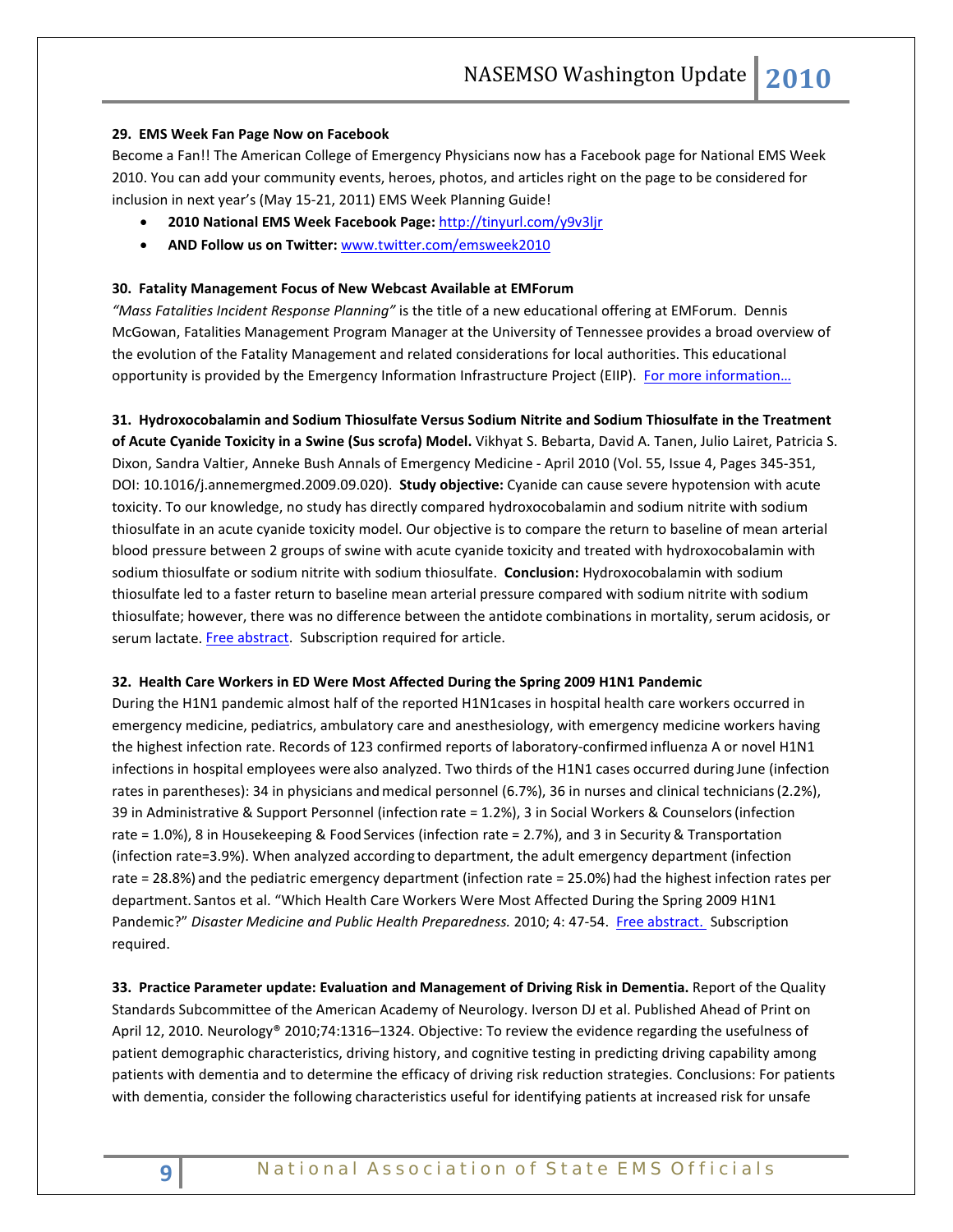**29. EMS Week Fan Page Now on Facebook**

Become a Fan!! The American College of Emergency Physicians now has a Facebook page for National EMS Week 2010. You can add your community events, heroes, photos, and articles right on the page to be considered for inclusion in next year's (May 15-21, 2011) EMS Week Planning Guide!

- **2010 National EMS Week Facebook Page:** http://tinyurl.com/y9v3ljr
- **AND Follow us on Twitter:** www.twitter.com/emsweek2010

**30. Fatality Management Focus of New Webcast Available at EMForum**

*"Mass Fatalities Incident Response Planning"* is the title of a new educational offering at EMForum. Dennis McGowan, Fatalities Management Program Manager at the University of Tennessee provides a broad overview of the evolution of the Fatality Management and related considerations for local authorities. This educational opportunity is provided by the Emergency Information Infrastructure Project (EIIP). For more information…

**31. Hydroxocobalamin and Sodium Thiosulfate Versus Sodium Nitrite and Sodium Thiosulfate in the Treatment of Acute Cyanide Toxicity in a Swine (Sus scrofa) Model.** Vikhyat S. Bebarta, David A. Tanen, Julio Lairet, Patricia S. Dixon, Sandra Valtier, Anneke Bush Annals of Emergency Medicine - April 2010 (Vol. 55, Issue 4, Pages 345-351, DOI: 10.1016/j.annemergmed.2009.09.020). **Study objective:** Cyanide can cause severe hypotension with acute toxicity. To our knowledge, no study has directly compared hydroxocobalamin and sodium nitrite with sodium thiosulfate in an acute cyanide toxicity model. Our objective is to compare the return to baseline of mean arterial blood pressure between 2 groups of swine with acute cyanide toxicity and treated with hydroxocobalamin with sodium thiosulfate or sodium nitrite with sodium thiosulfate. **Conclusion:** Hydroxocobalamin with sodium thiosulfate led to a faster return to baseline mean arterial pressure compared with sodium nitrite with sodium thiosulfate; however, there was no difference between the antidote combinations in mortality, serum acidosis, or serum lactate. Free abstract. Subscription required for article.

**32. Health Care Workers in ED Were Most Affected During the Spring 2009 H1N1 Pandemic**

During the H1N1 pandemic almost half of the reported H1N1cases in hospital health care workers occurred in emergency medicine, pediatrics, ambulatory care and anesthesiology, with emergency medicine workers having the highest infection rate. Records of 123 confirmed reports of laboratory-confirmed influenza A or novel H1N1 infections in hospital employees were also analyzed. Two thirds of the H1N1 cases occurred during June (infection rates in parentheses): 34 in physicians and medical personnel (6.7%), 36 in nurses and clinical technicians (2.2%), 39 in Administrative & Support Personnel (infection rate = 1.2%), 3 in Social Workers & Counselors (infection rate = 1.0%), 8 in Housekeeping & Food Services (infection rate = 2.7%), and 3 in Security & Transportation (infection rate=3.9%). When analyzed according to department, the adult emergency department (infection rate = 28.8%) and the pediatric emergency department (infection rate = 25.0%) had the highest infection rates per department. Santos et al. "Which Health Care Workers Were Most Affected During the Spring 2009 H1N1 Pandemic?" *Disaster Medicine and Public Health Preparedness.* 2010; 4: 47-54. Free abstract. Subscription required.

**33. Practice Parameter update: Evaluation and Management of Driving Risk in Dementia.** Report of the Quality Standards Subcommittee of the American Academy of Neurology. Iverson DJ et al. Published Ahead of Print on April 12, 2010. Neurology® 2010;74:1316–1324. Objective: To review the evidence regarding the usefulness of patient demographic characteristics, driving history, and cognitive testing in predicting driving capability among patients with dementia and to determine the efficacy of driving risk reduction strategies. Conclusions: For patients with dementia, consider the following characteristics useful for identifying patients at increased risk for unsafe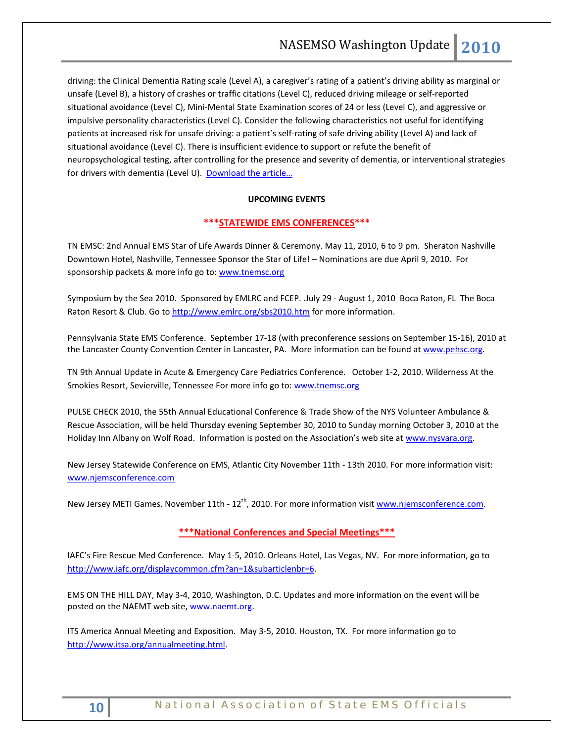driving: the Clinical Dementia Rating scale (Level A), a caregiver's rating of a patient's driving ability as marginal or unsafe (Level B), a history of crashes or traffic citations (Level C), reduced driving mileage or self-reported situational avoidance (Level C), Mini-Mental State Examination scores of 24 or less (Level C), and aggressive or impulsive personality characteristics (Level C). Consider the following characteristics not useful for identifying patients at increased risk for unsafe driving: a patient's self-rating of safe driving ability (Level A) and lack of situational avoidance (Level C). There is insufficient evidence to support or refute the benefit of neuropsychological testing, after controlling for the presence and severity of dementia, or interventional strategies for drivers with dementia (Level U). Download the article…

## UPCOMING EVENTS

### ***STATEWIDE EMS CONFERENCES***

TN EMSC: 2nd Annual EMS Star of Life Awards Dinner & Ceremony. May 11, 2010, 6 to 9 pm. Sheraton Nashville Downtown Hotel, Nashville, Tennessee Sponsor the Star of Life! – Nominations are due April 9, 2010. For sponsorship packets & more info go to: www.tnemsc.org

Symposium by the Sea 2010. Sponsored by EMLRC and FCEP. .July 29 - August 1, 2010 Boca Raton, FL The Boca Raton Resort & Club. Go to http://www.emlrc.org/sbs2010.htm for more information.

Pennsylvania State EMS Conference. September 17-18 (with preconference sessions on September 15-16), 2010 at the Lancaster County Convention Center in Lancaster, PA. More information can be found at www.pehsc.org.

TN 9th Annual Update in Acute & Emergency Care Pediatrics Conference. October 1-2, 2010. Wilderness At the Smokies Resort, Sevierville, Tennessee For more info go to: www.tnemsc.org

PULSE CHECK 2010, the 55th Annual Educational Conference & Trade Show of the NYS Volunteer Ambulance & Rescue Association, will be held Thursday evening September 30, 2010 to Sunday morning October 3, 2010 at the Holiday Inn Albany on Wolf Road. Information is posted on the Association's web site at www.nysvara.org.

New Jersey Statewide Conference on EMS, Atlantic City November 11th - 13th 2010. For more information visit: www.njemsconference.com

New Jersey METI Games. November 11th - 12th, 2010. For more information visit www.njemsconference.com.

### ***National Conferences and Special Meetings***

IAFC's Fire Rescue Med Conference. May 1-5, 2010. Orleans Hotel, Las Vegas, NV. For more information, go to http://www.iafc.org/displaycommon.cfm?an=1&subarticlenbr=6.

EMS ON THE HILL DAY, May 3-4, 2010, Washington, D.C. Updates and more information on the event will be posted on the NAEMT web site, www.naemt.org.

ITS America Annual Meeting and Exposition. May 3-5, 2010. Houston, TX. For more information go to http://www.itsa.org/annualmeeting.html.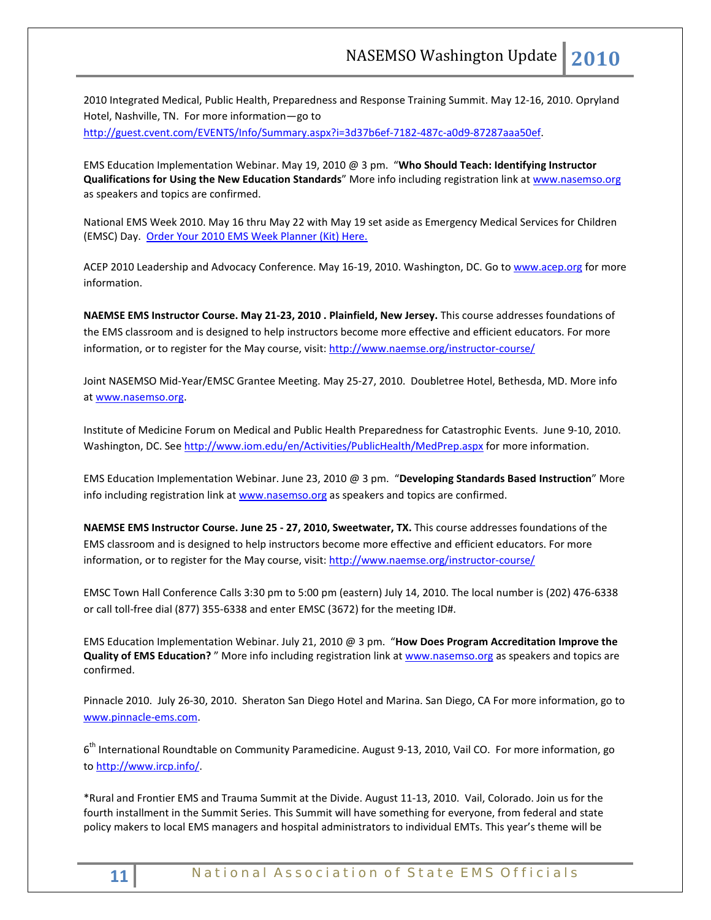2010 Integrated Medical, Public Health, Preparedness and Response Training Summit. May 12-16, 2010. Opryland Hotel, Nashville, TN. For more information—go to http://guest.cvent.com/EVENTS/Info/Summary.aspx?i=3d37b6ef-7182-487c-a0d9-87287aaa50ef.

EMS Education Implementation Webinar. May 19, 2010 @ 3 pm. "**Who Should Teach: Identifying Instructor Qualifications for Using the New Education Standards**" More info including registration link at www.nasemso.org as speakers and topics are confirmed.

National EMS Week 2010. May 16 thru May 22 with May 19 set aside as Emergency Medical Services for Children (EMSC) Day. Order Your 2010 EMS Week Planner (Kit) Here.

ACEP 2010 Leadership and Advocacy Conference. May 16-19, 2010. Washington, DC. Go to www.acep.org for more information.

**NAEMSE EMS Instructor Course. May 21-23, 2010 . Plainfield, New Jersey.** This course addresses foundations of the EMS classroom and is designed to help instructors become more effective and efficient educators. For more information, or to register for the May course, visit: http://www.naemse.org/instructor-course/

Joint NASEMSO Mid-Year/EMSC Grantee Meeting. May 25-27, 2010. Doubletree Hotel, Bethesda, MD. More info at www.nasemso.org.

Institute of Medicine Forum on Medical and Public Health Preparedness for Catastrophic Events. June 9-10, 2010. Washington, DC. See http://www.iom.edu/en/Activities/PublicHealth/MedPrep.aspx for more information.

EMS Education Implementation Webinar. June 23, 2010 @ 3 pm. "**Developing Standards Based Instruction**" More info including registration link at www.nasemso.org as speakers and topics are confirmed.

**NAEMSE EMS Instructor Course. June 25 - 27, 2010, Sweetwater, TX.** This course addresses foundations of the EMS classroom and is designed to help instructors become more effective and efficient educators. For more information, or to register for the May course, visit: http://www.naemse.org/instructor-course/

EMSC Town Hall Conference Calls 3:30 pm to 5:00 pm (eastern) July 14, 2010. The local number is (202) 476-6338 or call toll-free dial (877) 355-6338 and enter EMSC (3672) for the meeting ID#.

EMS Education Implementation Webinar. July 21, 2010 @ 3 pm. "**How Does Program Accreditation Improve the Quality of EMS Education?** " More info including registration link at www.nasemso.org as speakers and topics are confirmed.

Pinnacle 2010. July 26-30, 2010. Sheraton San Diego Hotel and Marina. San Diego, CA For more information, go to www.pinnacle-ems.com.

6th International Roundtable on Community Paramedicine. August 9-13, 2010, Vail CO. For more information, go to http://www.ircp.info/.

*Rural and Frontier EMS and Trauma Summit at the Divide. August 11-13, 2010. Vail, Colorado. Join us for the fourth installment in the Summit Series. This Summit will have something for everyone, from federal and state policy makers to local EMS managers and hospital administrators to individual EMTs. This year's theme will be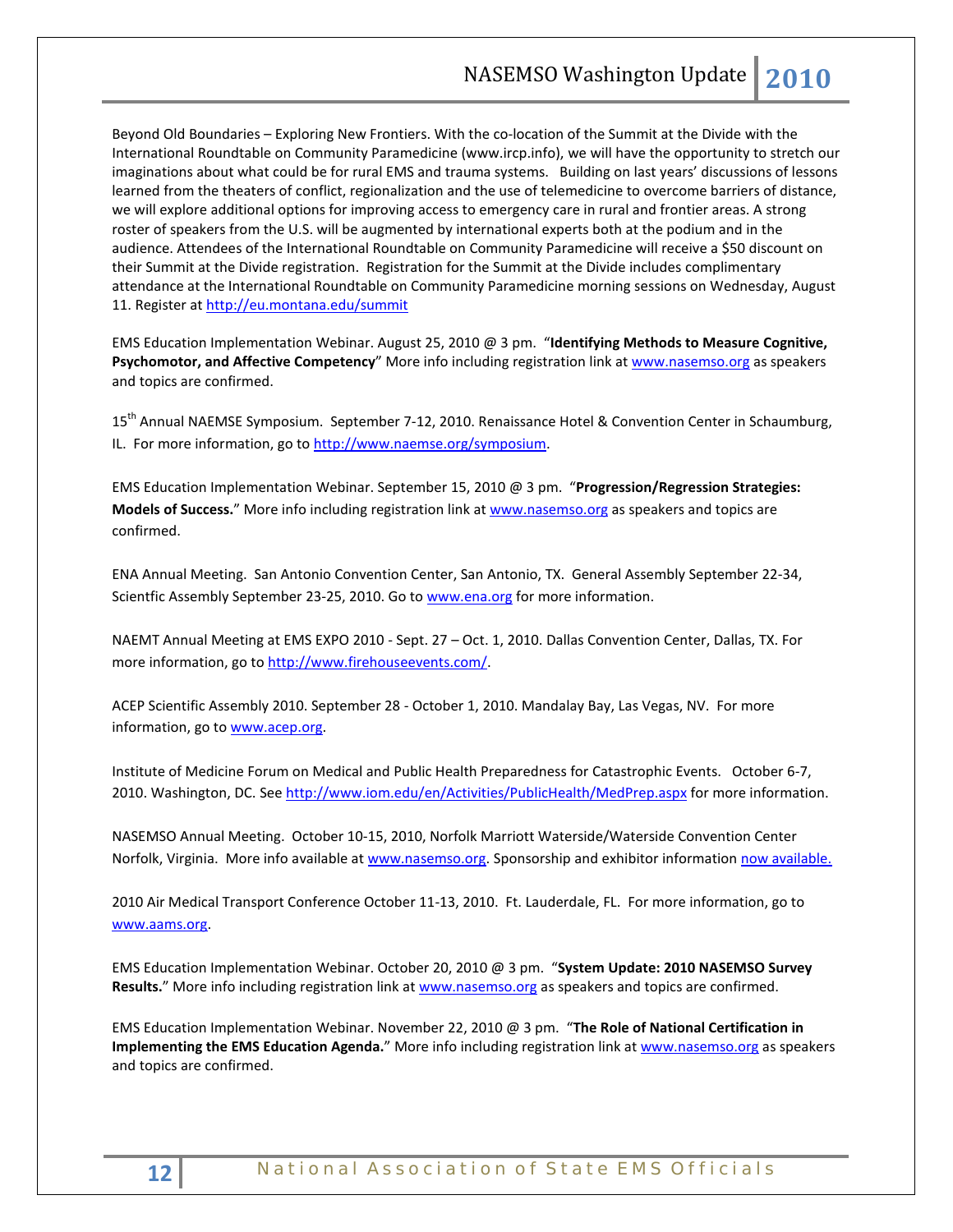Beyond Old Boundaries – Exploring New Frontiers. With the co-location of the Summit at the Divide with the International Roundtable on Community Paramedicine (www.ircp.info), we will have the opportunity to stretch our imaginations about what could be for rural EMS and trauma systems. Building on last years' discussions of lessons learned from the theaters of conflict, regionalization and the use of telemedicine to overcome barriers of distance, we will explore additional options for improving access to emergency care in rural and frontier areas. A strong roster of speakers from the U.S. will be augmented by international experts both at the podium and in the audience. Attendees of the International Roundtable on Community Paramedicine will receive a $50 discount on their Summit at the Divide registration. Registration for the Summit at the Divide includes complimentary attendance at the International Roundtable on Community Paramedicine morning sessions on Wednesday, August 11. Register at http://eu.montana.edu/summit

EMS Education Implementation Webinar. August 25, 2010 @ 3 pm. "**Identifying Methods to Measure Cognitive, Psychomotor, and Affective Competency**" More info including registration link at www.nasemso.org as speakers and topics are confirmed.

15th Annual NAEMSE Symposium. September 7-12, 2010. Renaissance Hotel & Convention Center in Schaumburg, IL. For more information, go to http://www.naemse.org/symposium.

EMS Education Implementation Webinar. September 15, 2010 @ 3 pm. "**Progression/Regression Strategies: Models of Success.**" More info including registration link at www.nasemso.org as speakers and topics are confirmed.

ENA Annual Meeting. San Antonio Convention Center, San Antonio, TX. General Assembly September 22-34, Scientfic Assembly September 23-25, 2010. Go to www.ena.org for more information.

NAEMT Annual Meeting at EMS EXPO 2010 - Sept. 27 – Oct. 1, 2010. Dallas Convention Center, Dallas, TX. For more information, go to http://www.firehouseevents.com/.

ACEP Scientific Assembly 2010. September 28 - October 1, 2010. Mandalay Bay, Las Vegas, NV. For more information, go to www.acep.org.

Institute of Medicine Forum on Medical and Public Health Preparedness for Catastrophic Events. October 6-7, 2010. Washington, DC. See http://www.iom.edu/en/Activities/PublicHealth/MedPrep.aspx for more information.

NASEMSO Annual Meeting. October 10-15, 2010, Norfolk Marriott Waterside/Waterside Convention Center Norfolk, Virginia. More info available at www.nasemso.org. Sponsorship and exhibitor information now available.

2010 Air Medical Transport Conference October 11-13, 2010. Ft. Lauderdale, FL. For more information, go to www.aams.org.

EMS Education Implementation Webinar. October 20, 2010 @ 3 pm. "**System Update: 2010 NASEMSO Survey Results.**" More info including registration link at www.nasemso.org as speakers and topics are confirmed.

EMS Education Implementation Webinar. November 22, 2010 @ 3 pm. "**The Role of National Certification in Implementing the EMS Education Agenda.**" More info including registration link at www.nasemso.org as speakers and topics are confirmed.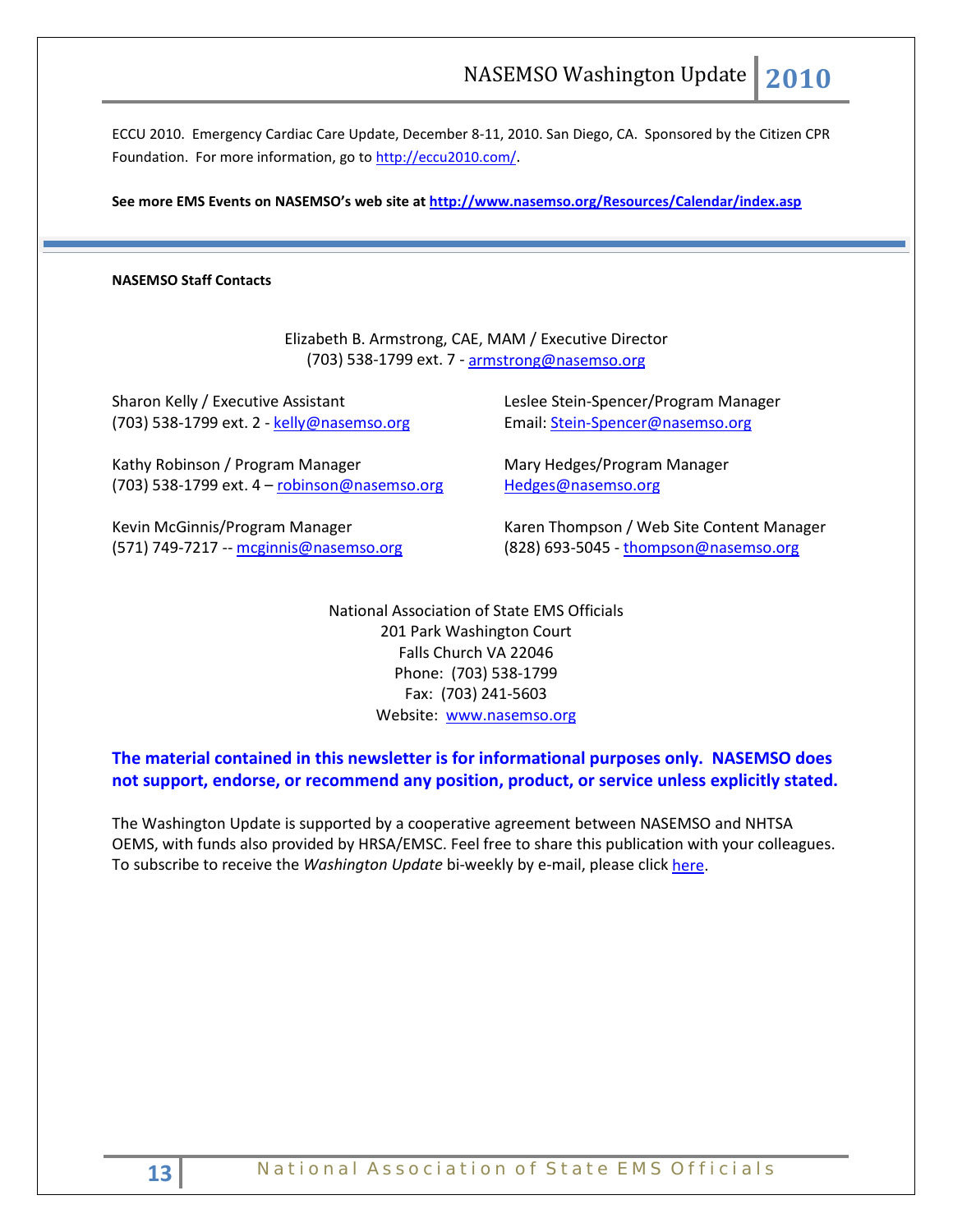ECCU 2010. Emergency Cardiac Care Update, December 8-11, 2010. San Diego, CA. Sponsored by the Citizen CPR Foundation. For more information, go to http://eccu2010.com/.

**See more EMS Events on NASEMSO's web site at http://www.nasemso.org/Resources/Calendar/index.asp**

---

**NASEMSO Staff Contacts**

Elizabeth B. Armstrong, CAE, MAM / Executive Director
(703) 538-1799 ext. 7 - armstrong@nasemso.org

Sharon Kelly / Executive Assistant
(703) 538-1799 ext. 2 - kelly@nasemso.org

Kathy Robinson / Program Manager
(703) 538-1799 ext. 4 – robinson@nasemso.org

Kevin McGinnis/Program Manager
(571) 749-7217 -- mcginnis@nasemso.org

Leslee Stein-Spencer/Program Manager
Email: Stein-Spencer@nasemso.org

Mary Hedges/Program Manager
Hedges@nasemso.org

Karen Thompson / Web Site Content Manager
(828) 693-5045 - thompson@nasemso.org

National Association of State EMS Officials
201 Park Washington Court
Falls Church VA 22046
Phone: (703) 538-1799
Fax: (703) 241-5603
Website: www.nasemso.org

**The material contained in this newsletter is for informational purposes only. NASEMSO does not support, endorse, or recommend any position, product, or service unless explicitly stated.**

The Washington Update is supported by a cooperative agreement between NASEMSO and NHTSA OEMS, with funds also provided by HRSA/EMSC. Feel free to share this publication with your colleagues. To subscribe to receive the *Washington Update* bi-weekly by e-mail, please click here.